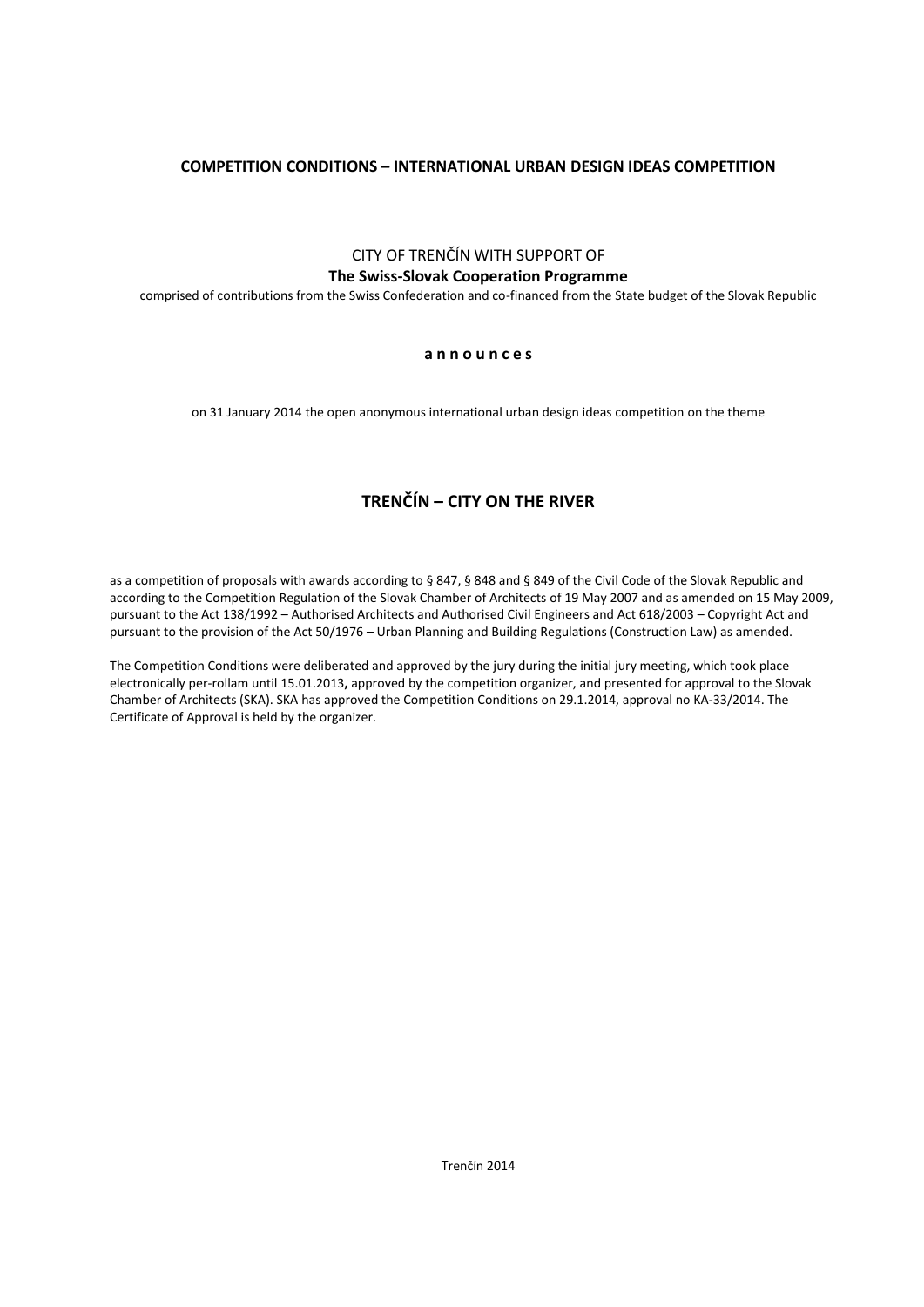**COMPETITION CONDITIONS – INTERNATIONAL URBAN DESIGN IDEAS COMPETITION**

CITY OF TRENČÍN WITH SUPPORT OF

**The Swiss-Slovak Cooperation Programme**

comprised of contributions from the Swiss Confederation and co-financed from the State budget of the Slovak Republic

**a n n o u n c e s**

on 31 January 2014 the open anonymous international urban design ideas competition on the theme

# TRENČÍN – CITY ON THE RIVER

as a competition of proposals with awards according to § 847, § 848 and § 849 of the Civil Code of the Slovak Republic and according to the Competition Regulation of the Slovak Chamber of Architects of 19 May 2007 and as amended on 15 May 2009, pursuant to the Act 138/1992 – Authorised Architects and Authorised Civil Engineers and Act 618/2003 – Copyright Act and pursuant to the provision of the Act 50/1976 – Urban Planning and Building Regulations (Construction Law) as amended.

The Competition Conditions were deliberated and approved by the jury during the initial jury meeting, which took place electronically per-rollam until 15.01.2013**,** approved by the competition organizer, and presented for approval to the Slovak Chamber of Architects (SKA). SKA has approved the Competition Conditions on 29.1.2014, approval no KA-33/2014. The Certificate of Approval is held by the organizer.

Trenčín 2014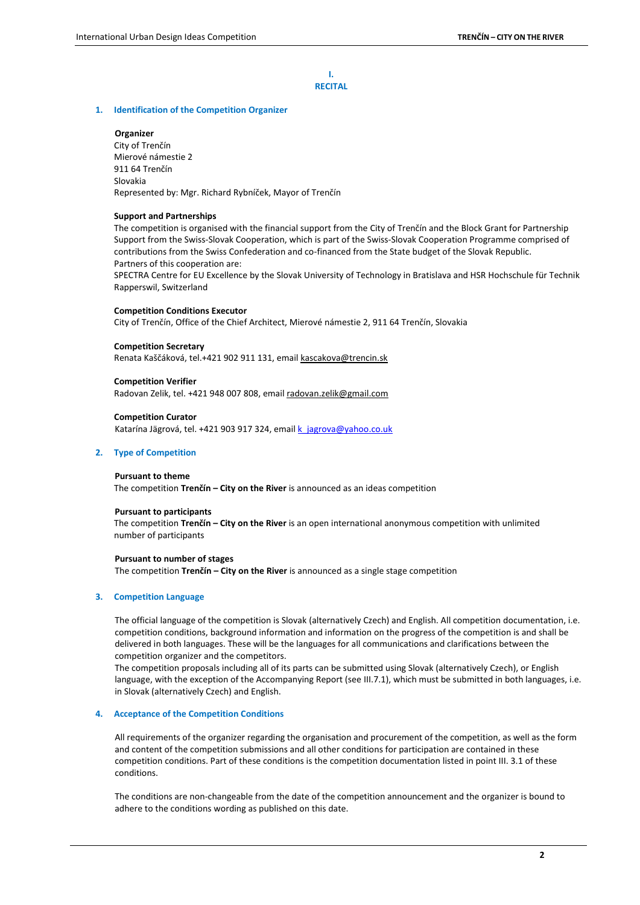# I. RECITAL

## 1. Identification of the Competition Organizer

**Organizer**
City of Trenčín
Mierové námestie 2
911 64 Trenčín
Slovakia
Represented by: Mgr. Richard Rybníček, Mayor of Trenčín

**Support and Partnerships**
The competition is organised with the financial support from the City of Trenčín and the Block Grant for Partnership Support from the Swiss-Slovak Cooperation, which is part of the Swiss-Slovak Cooperation Programme comprised of contributions from the Swiss Confederation and co-financed from the State budget of the Slovak Republic.
Partners of this cooperation are:
SPECTRA Centre for EU Excellence by the Slovak University of Technology in Bratislava and HSR Hochschule für Technik Rapperswil, Switzerland

**Competition Conditions Executor**
City of Trenčín, Office of the Chief Architect, Mierové námestie 2, 911 64 Trenčín, Slovakia

**Competition Secretary**
Renata Kaščáková, tel.+421 902 911 131, email kascakova@trencin.sk

**Competition Verifier**
Radovan Zelik, tel. +421 948 007 808, email radovan.zelik@gmail.com

**Competition Curator**
Katarína Jägrová, tel. +421 903 917 324, email k_jagrova@yahoo.co.uk

## 2. Type of Competition

**Pursuant to theme**
The competition **Trenčín – City on the River** is announced as an ideas competition

**Pursuant to participants**
The competition **Trenčín – City on the River** is an open international anonymous competition with unlimited number of participants

**Pursuant to number of stages**
The competition **Trenčín – City on the River** is announced as a single stage competition

## 3. Competition Language

The official language of the competition is Slovak (alternatively Czech) and English. All competition documentation, i.e. competition conditions, background information and information on the progress of the competition is and shall be delivered in both languages. These will be the languages for all communications and clarifications between the competition organizer and the competitors.
The competition proposals including all of its parts can be submitted using Slovak (alternatively Czech), or English language, with the exception of the Accompanying Report (see III.7.1), which must be submitted in both languages, i.e. in Slovak (alternatively Czech) and English.

## 4. Acceptance of the Competition Conditions

All requirements of the organizer regarding the organisation and procurement of the competition, as well as the form and content of the competition submissions and all other conditions for participation are contained in these competition conditions. Part of these conditions is the competition documentation listed in point III. 3.1 of these conditions.

The conditions are non-changeable from the date of the competition announcement and the organizer is bound to adhere to the conditions wording as published on this date.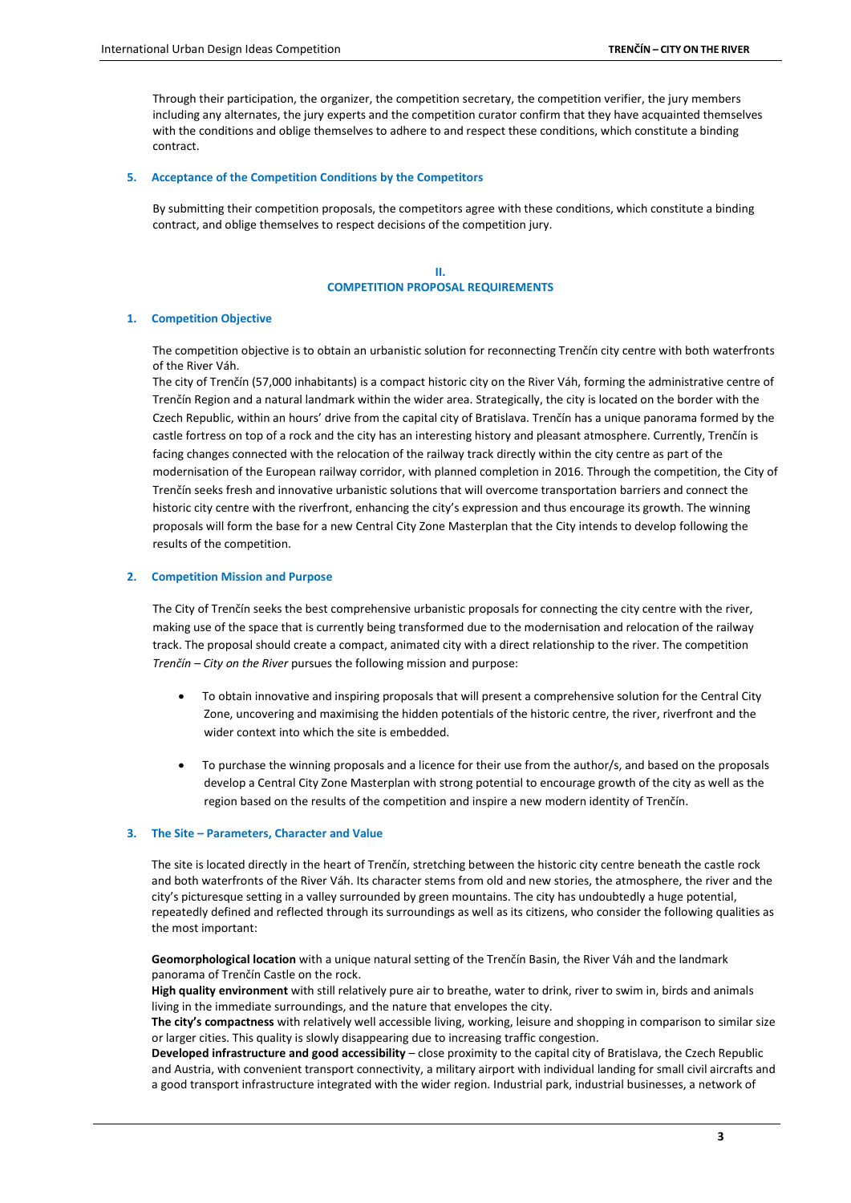Through their participation, the organizer, the competition secretary, the competition verifier, the jury members including any alternates, the jury experts and the competition curator confirm that they have acquainted themselves with the conditions and oblige themselves to adhere to and respect these conditions, which constitute a binding contract.

### 5. Acceptance of the Competition Conditions by the Competitors

By submitting their competition proposals, the competitors agree with these conditions, which constitute a binding contract, and oblige themselves to respect decisions of the competition jury.

## II.
## COMPETITION PROPOSAL REQUIREMENTS

### 1. Competition Objective

The competition objective is to obtain an urbanistic solution for reconnecting Trenčín city centre with both waterfronts of the River Váh.
The city of Trenčín (57,000 inhabitants) is a compact historic city on the River Váh, forming the administrative centre of Trenčín Region and a natural landmark within the wider area. Strategically, the city is located on the border with the Czech Republic, within an hours' drive from the capital city of Bratislava. Trenčín has a unique panorama formed by the castle fortress on top of a rock and the city has an interesting history and pleasant atmosphere. Currently, Trenčín is facing changes connected with the relocation of the railway track directly within the city centre as part of the modernisation of the European railway corridor, with planned completion in 2016. Through the competition, the City of Trenčín seeks fresh and innovative urbanistic solutions that will overcome transportation barriers and connect the historic city centre with the riverfront, enhancing the city's expression and thus encourage its growth. The winning proposals will form the base for a new Central City Zone Masterplan that the City intends to develop following the results of the competition.

### 2. Competition Mission and Purpose

The City of Trenčín seeks the best comprehensive urbanistic proposals for connecting the city centre with the river, making use of the space that is currently being transformed due to the modernisation and relocation of the railway track. The proposal should create a compact, animated city with a direct relationship to the river. The competition *Trenčín – City on the River* pursues the following mission and purpose:

- To obtain innovative and inspiring proposals that will present a comprehensive solution for the Central City Zone, uncovering and maximising the hidden potentials of the historic centre, the river, riverfront and the wider context into which the site is embedded.
- To purchase the winning proposals and a licence for their use from the author/s, and based on the proposals develop a Central City Zone Masterplan with strong potential to encourage growth of the city as well as the region based on the results of the competition and inspire a new modern identity of Trenčín.

### 3. The Site – Parameters, Character and Value

The site is located directly in the heart of Trenčín, stretching between the historic city centre beneath the castle rock and both waterfronts of the River Váh. Its character stems from old and new stories, the atmosphere, the river and the city's picturesque setting in a valley surrounded by green mountains. The city has undoubtedly a huge potential, repeatedly defined and reflected through its surroundings as well as its citizens, who consider the following qualities as the most important:

**Geomorphological location** with a unique natural setting of the Trenčín Basin, the River Váh and the landmark panorama of Trenčín Castle on the rock.
**High quality environment** with still relatively pure air to breathe, water to drink, river to swim in, birds and animals living in the immediate surroundings, and the nature that envelopes the city.
**The city's compactness** with relatively well accessible living, working, leisure and shopping in comparison to similar size or larger cities. This quality is slowly disappearing due to increasing traffic congestion.
**Developed infrastructure and good accessibility** – close proximity to the capital city of Bratislava, the Czech Republic and Austria, with convenient transport connectivity, a military airport with individual landing for small civil aircrafts and a good transport infrastructure integrated with the wider region. Industrial park, industrial businesses, a network of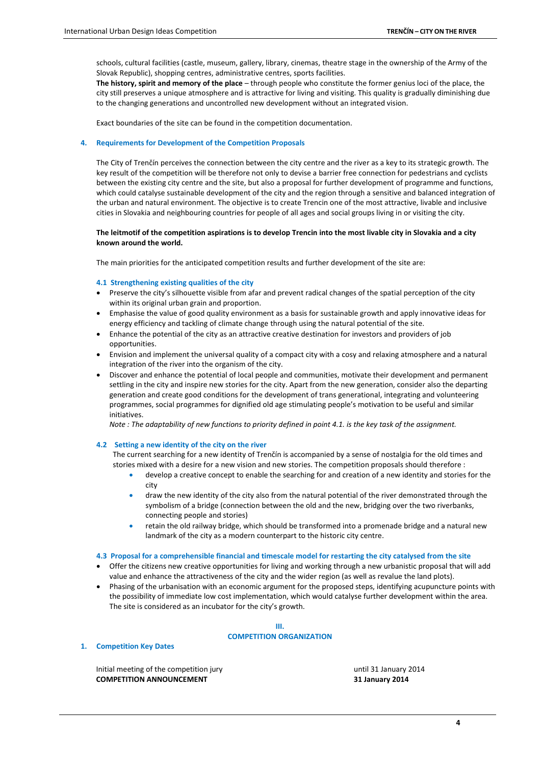schools, cultural facilities (castle, museum, gallery, library, cinemas, theatre stage in the ownership of the Army of the Slovak Republic), shopping centres, administrative centres, sports facilities.

**The history, spirit and memory of the place** – through people who constitute the former genius loci of the place, the city still preserves a unique atmosphere and is attractive for living and visiting. This quality is gradually diminishing due to the changing generations and uncontrolled new development without an integrated vision.

Exact boundaries of the site can be found in the competition documentation.

### 4. Requirements for Development of the Competition Proposals

The City of Trenčín perceives the connection between the city centre and the river as a key to its strategic growth. The key result of the competition will be therefore not only to devise a barrier free connection for pedestrians and cyclists between the existing city centre and the site, but also a proposal for further development of programme and functions, which could catalyse sustainable development of the city and the region through a sensitive and balanced integration of the urban and natural environment. The objective is to create Trencin one of the most attractive, livable and inclusive cities in Slovakia and neighbouring countries for people of all ages and social groups living in or visiting the city.

**The leitmotif of the competition aspirations is to develop Trencin into the most livable city in Slovakia and a city known around the world.**

The main priorities for the anticipated competition results and further development of the site are:

#### 4.1 Strengthening existing qualities of the city

- Preserve the city's silhouette visible from afar and prevent radical changes of the spatial perception of the city within its original urban grain and proportion.
- Emphasise the value of good quality environment as a basis for sustainable growth and apply innovative ideas for energy efficiency and tackling of climate change through using the natural potential of the site.
- Enhance the potential of the city as an attractive creative destination for investors and providers of job opportunities.
- Envision and implement the universal quality of a compact city with a cosy and relaxing atmosphere and a natural integration of the river into the organism of the city.
- Discover and enhance the potential of local people and communities, motivate their development and permanent settling in the city and inspire new stories for the city. Apart from the new generation, consider also the departing generation and create good conditions for the development of trans generational, integrating and volunteering programmes, social programmes for dignified old age stimulating people's motivation to be useful and similar initiatives.

*Note : The adaptability of new functions to priority defined in point 4.1. is the key task of the assignment.*

#### 4.2 Setting a new identity of the city on the river

The current searching for a new identity of Trenčín is accompanied by a sense of nostalgia for the old times and stories mixed with a desire for a new vision and new stories. The competition proposals should therefore :

- develop a creative concept to enable the searching for and creation of a new identity and stories for the city
- draw the new identity of the city also from the natural potential of the river demonstrated through the symbolism of a bridge (connection between the old and the new, bridging over the two riverbanks, connecting people and stories)
- retain the old railway bridge, which should be transformed into a promenade bridge and a natural new landmark of the city as a modern counterpart to the historic city centre.

#### 4.3 Proposal for a comprehensible financial and timescale model for restarting the city catalysed from the site

- Offer the citizens new creative opportunities for living and working through a new urbanistic proposal that will add value and enhance the attractiveness of the city and the wider region (as well as revalue the land plots).
- Phasing of the urbanisation with an economic argument for the proposed steps, identifying acupuncture points with the possibility of immediate low cost implementation, which would catalyse further development within the area. The site is considered as an incubator for the city's growth.

## III. COMPETITION ORGANIZATION

### 1. Competition Key Dates

| | |
|---|---|
| Initial meeting of the competition jury | until 31 January 2014 |
| **COMPETITION ANNOUNCEMENT** | **31 January 2014** |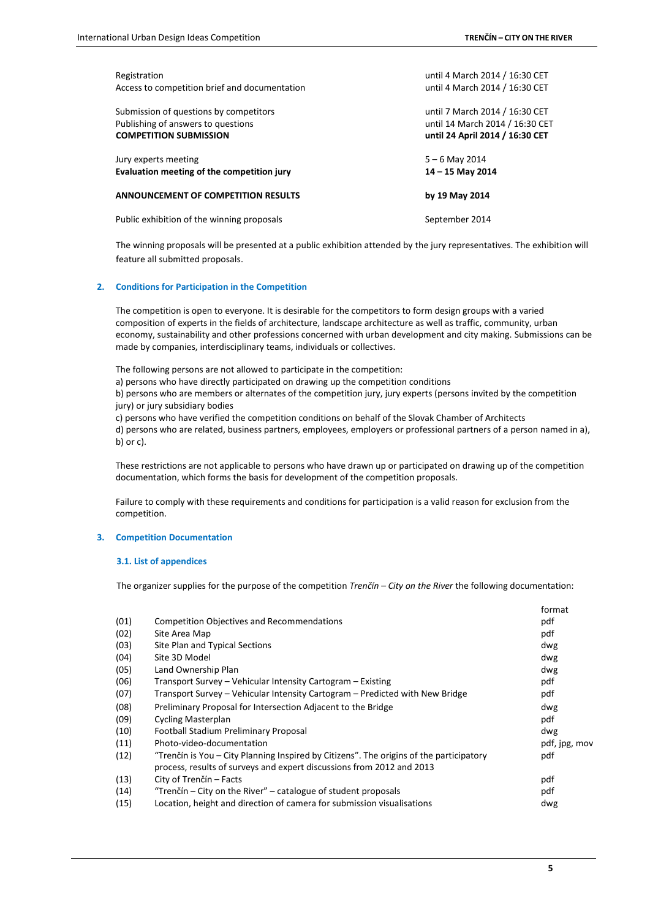| | |
|---|---|
| Registration | until 4 March 2014 / 16:30 CET |
| Access to competition brief and documentation | until 4 March 2014 / 16:30 CET |
| Submission of questions by competitors | until 7 March 2014 / 16:30 CET |
| Publishing of answers to questions | until 14 March 2014 / 16:30 CET |
| **COMPETITION SUBMISSION** | **until 24 April 2014 / 16:30 CET** |
| Jury experts meeting | 5 – 6 May 2014 |
| **Evaluation meeting of the competition jury** | **14 – 15 May 2014** |
| **ANNOUNCEMENT OF COMPETITION RESULTS** | **by 19 May 2014** |
| Public exhibition of the winning proposals | September 2014 |

The winning proposals will be presented at a public exhibition attended by the jury representatives. The exhibition will feature all submitted proposals.

## 2. Conditions for Participation in the Competition

The competition is open to everyone. It is desirable for the competitors to form design groups with a varied composition of experts in the fields of architecture, landscape architecture as well as traffic, community, urban economy, sustainability and other professions concerned with urban development and city making. Submissions can be made by companies, interdisciplinary teams, individuals or collectives.

The following persons are not allowed to participate in the competition:
a) persons who have directly participated on drawing up the competition conditions
b) persons who are members or alternates of the competition jury, jury experts (persons invited by the competition jury) or jury subsidiary bodies
c) persons who have verified the competition conditions on behalf of the Slovak Chamber of Architects
d) persons who are related, business partners, employees, employers or professional partners of a person named in a), b) or c).

These restrictions are not applicable to persons who have drawn up or participated on drawing up of the competition documentation, which forms the basis for development of the competition proposals.

Failure to comply with these requirements and conditions for participation is a valid reason for exclusion from the competition.

## 3. Competition Documentation

### 3.1. List of appendices

The organizer supplies for the purpose of the competition *Trenčín – City on the River* the following documentation:

| | | format |
|---|---|---|
| (01) | Competition Objectives and Recommendations | pdf |
| (02) | Site Area Map | pdf |
| (03) | Site Plan and Typical Sections | dwg |
| (04) | Site 3D Model | dwg |
| (05) | Land Ownership Plan | dwg |
| (06) | Transport Survey – Vehicular Intensity Cartogram – Existing | pdf |
| (07) | Transport Survey – Vehicular Intensity Cartogram – Predicted with New Bridge | pdf |
| (08) | Preliminary Proposal for Intersection Adjacent to the Bridge | dwg |
| (09) | Cycling Masterplan | pdf |
| (10) | Football Stadium Preliminary Proposal | dwg |
| (11) | Photo-video-documentation | pdf, jpg, mov |
| (12) | "Trenčín is You – City Planning Inspired by Citizens". The origins of the participatory process, results of surveys and expert discussions from 2012 and 2013 | pdf |
| (13) | City of Trenčín – Facts | pdf |
| (14) | "Trenčín – City on the River" – catalogue of student proposals | pdf |
| (15) | Location, height and direction of camera for submission visualisations | dwg |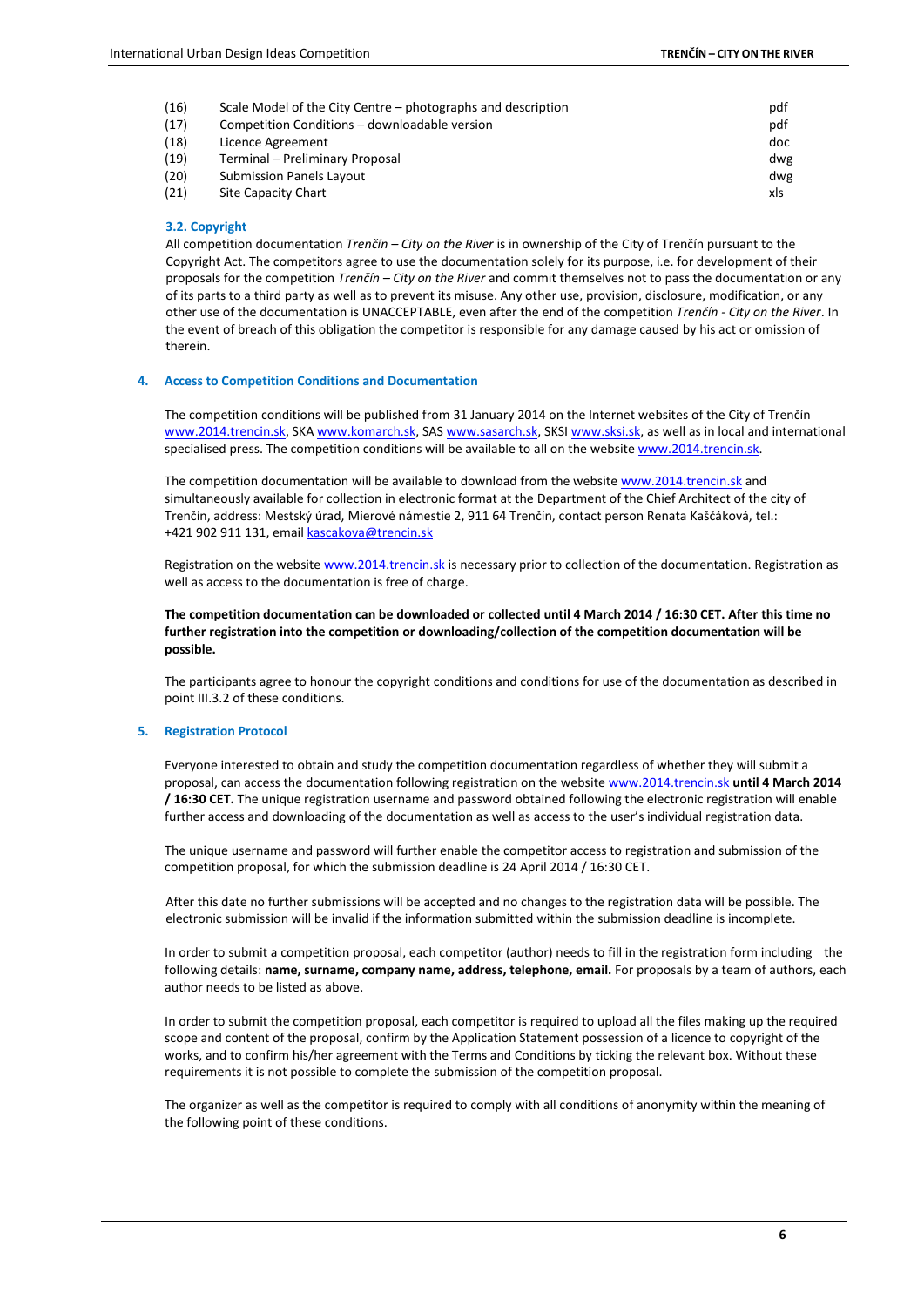| | | |
|---|---|---|
| (16) | Scale Model of the City Centre – photographs and description | pdf |
| (17) | Competition Conditions – downloadable version | pdf |
| (18) | Licence Agreement | doc |
| (19) | Terminal – Preliminary Proposal | dwg |
| (20) | Submission Panels Layout | dwg |
| (21) | Site Capacity Chart | xls |

### 3.2. Copyright

All competition documentation *Trenčín – City on the River* is in ownership of the City of Trenčín pursuant to the Copyright Act. The competitors agree to use the documentation solely for its purpose, i.e. for development of their proposals for the competition *Trenčín – City on the River* and commit themselves not to pass the documentation or any of its parts to a third party as well as to prevent its misuse. Any other use, provision, disclosure, modification, or any other use of the documentation is UNACCEPTABLE, even after the end of the competition *Trenčín - City on the River*. In the event of breach of this obligation the competitor is responsible for any damage caused by his act or omission of therein.

## 4. Access to Competition Conditions and Documentation

The competition conditions will be published from 31 January 2014 on the Internet websites of the City of Trenčín www.2014.trencin.sk, SKA www.komarch.sk, SAS www.sasarch.sk, SKSI www.sksi.sk, as well as in local and international specialised press. The competition conditions will be available to all on the website www.2014.trencin.sk.

The competition documentation will be available to download from the website www.2014.trencin.sk and simultaneously available for collection in electronic format at the Department of the Chief Architect of the city of Trenčín, address: Mestský úrad, Mierové námestie 2, 911 64 Trenčín, contact person Renata Kaščáková, tel.: +421 902 911 131, email kascakova@trencin.sk

Registration on the website www.2014.trencin.sk is necessary prior to collection of the documentation. Registration as well as access to the documentation is free of charge.

**The competition documentation can be downloaded or collected until 4 March 2014 / 16:30 CET. After this time no further registration into the competition or downloading/collection of the competition documentation will be possible.**

The participants agree to honour the copyright conditions and conditions for use of the documentation as described in point III.3.2 of these conditions.

## 5. Registration Protocol

Everyone interested to obtain and study the competition documentation regardless of whether they will submit a proposal, can access the documentation following registration on the website www.2014.trencin.sk **until 4 March 2014 / 16:30 CET.** The unique registration username and password obtained following the electronic registration will enable further access and downloading of the documentation as well as access to the user's individual registration data.

The unique username and password will further enable the competitor access to registration and submission of the competition proposal, for which the submission deadline is 24 April 2014 / 16:30 CET.

After this date no further submissions will be accepted and no changes to the registration data will be possible. The electronic submission will be invalid if the information submitted within the submission deadline is incomplete.

In order to submit a competition proposal, each competitor (author) needs to fill in the registration form including the following details: **name, surname, company name, address, telephone, email.** For proposals by a team of authors, each author needs to be listed as above.

In order to submit the competition proposal, each competitor is required to upload all the files making up the required scope and content of the proposal, confirm by the Application Statement possession of a licence to copyright of the works, and to confirm his/her agreement with the Terms and Conditions by ticking the relevant box. Without these requirements it is not possible to complete the submission of the competition proposal.

The organizer as well as the competitor is required to comply with all conditions of anonymity within the meaning of the following point of these conditions.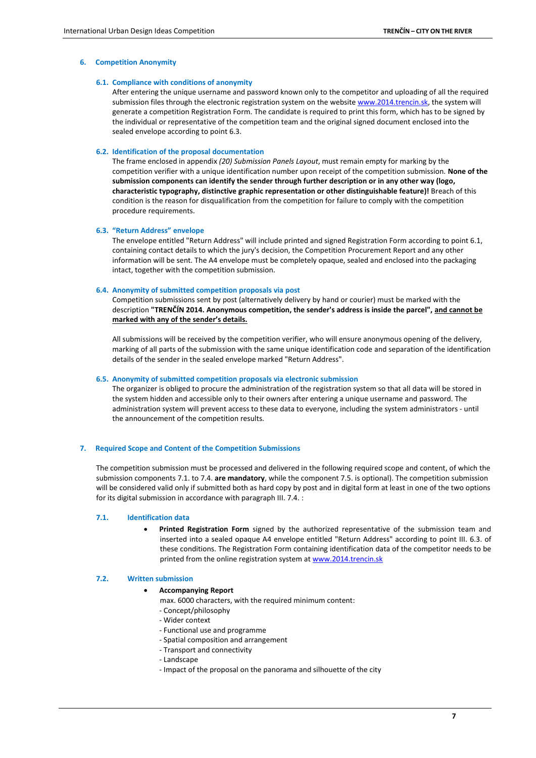## 6. Competition Anonymity

### 6.1. Compliance with conditions of anonymity

After entering the unique username and password known only to the competitor and uploading of all the required submission files through the electronic registration system on the website www.2014.trencin.sk, the system will generate a competition Registration Form. The candidate is required to print this form, which has to be signed by the individual or representative of the competition team and the original signed document enclosed into the sealed envelope according to point 6.3.

### 6.2. Identification of the proposal documentation

The frame enclosed in appendix *(20) Submission Panels Layout*, must remain empty for marking by the competition verifier with a unique identification number upon receipt of the competition submission. **None of the submission components can identify the sender through further description or in any other way (logo, characteristic typography, distinctive graphic representation or other distinguishable feature)!** Breach of this condition is the reason for disqualification from the competition for failure to comply with the competition procedure requirements.

### 6.3. "Return Address" envelope

The envelope entitled "Return Address" will include printed and signed Registration Form according to point 6.1, containing contact details to which the jury's decision, the Competition Procurement Report and any other information will be sent. The A4 envelope must be completely opaque, sealed and enclosed into the packaging intact, together with the competition submission.

### 6.4. Anonymity of submitted competition proposals via post

Competition submissions sent by post (alternatively delivery by hand or courier) must be marked with the description **"TRENČÍN 2014. Anonymous competition, the sender's address is inside the parcel"**, <u>and cannot be marked with any of the sender's details.</u>

All submissions will be received by the competition verifier, who will ensure anonymous opening of the delivery, marking of all parts of the submission with the same unique identification code and separation of the identification details of the sender in the sealed envelope marked "Return Address".

### 6.5. Anonymity of submitted competition proposals via electronic submission

The organizer is obliged to procure the administration of the registration system so that all data will be stored in the system hidden and accessible only to their owners after entering a unique username and password. The administration system will prevent access to these data to everyone, including the system administrators - until the announcement of the competition results.

## 7. Required Scope and Content of the Competition Submissions

The competition submission must be processed and delivered in the following required scope and content, of which the submission components 7.1. to 7.4. **are mandatory**, while the component 7.5. is optional). The competition submission will be considered valid only if submitted both as hard copy by post and in digital form at least in one of the two options for its digital submission in accordance with paragraph III. 7.4. :

### 7.1. Identification data

- **Printed Registration Form** signed by the authorized representative of the submission team and inserted into a sealed opaque A4 envelope entitled "Return Address" according to point III. 6.3. of these conditions. The Registration Form containing identification data of the competitor needs to be printed from the online registration system at www.2014.trencin.sk

### 7.2. Written submission

- **Accompanying Report**
  max. 6000 characters, with the required minimum content:
  - Concept/philosophy
  - Wider context
  - Functional use and programme
  - Spatial composition and arrangement
  - Transport and connectivity
  - Landscape
  - Impact of the proposal on the panorama and silhouette of the city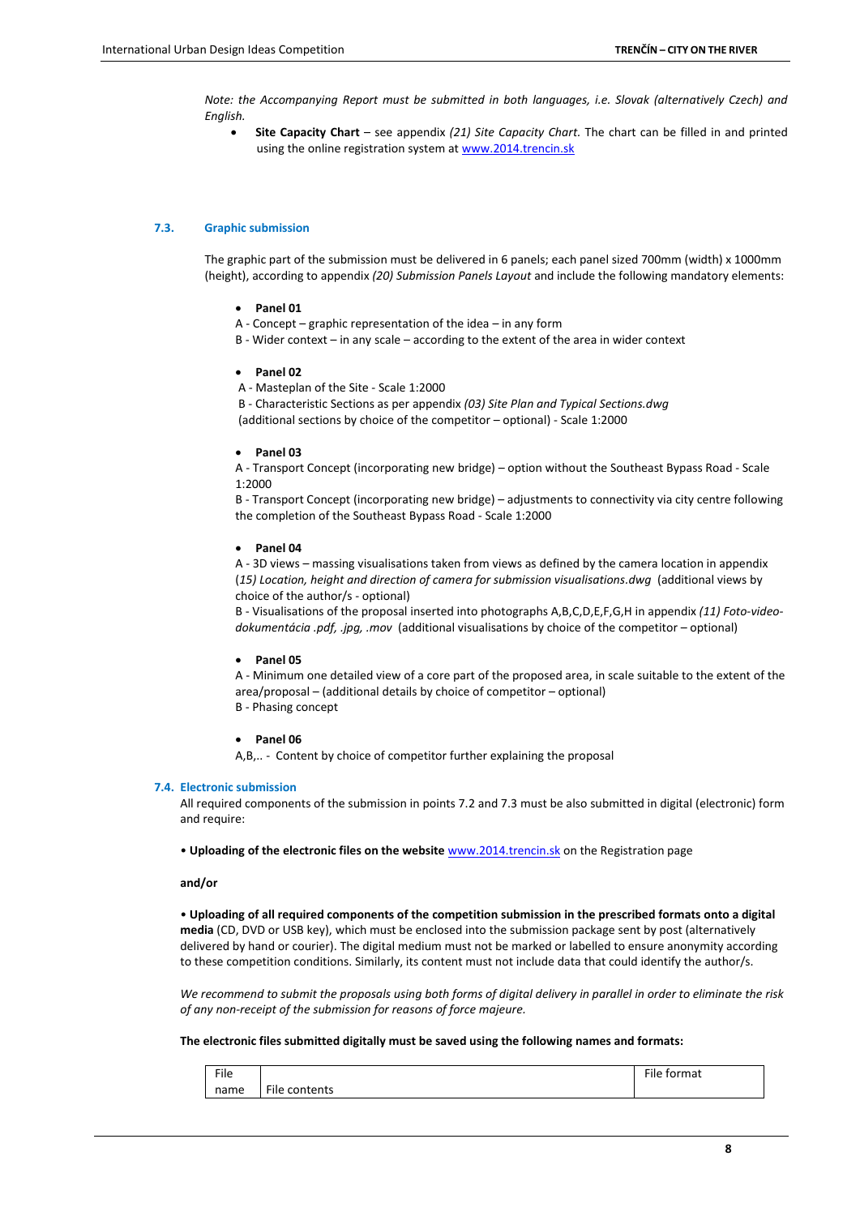*Note: the Accompanying Report must be submitted in both languages, i.e. Slovak (alternatively Czech) and English.*

- **Site Capacity Chart** – see appendix *(21) Site Capacity Chart.* The chart can be filled in and printed using the online registration system at www.2014.trencin.sk

### 7.3. Graphic submission

The graphic part of the submission must be delivered in 6 panels; each panel sized 700mm (width) x 1000mm (height), according to appendix *(20) Submission Panels Layout* and include the following mandatory elements:

- **Panel 01**

A - Concept – graphic representation of the idea – in any form
B - Wider context – in any scale – according to the extent of the area in wider context

- **Panel 02**

A - Masteplan of the Site - Scale 1:2000
B - Characteristic Sections as per appendix *(03) Site Plan and Typical Sections.dwg*
(additional sections by choice of the competitor – optional) - Scale 1:2000

- **Panel 03**

A - Transport Concept (incorporating new bridge) – option without the Southeast Bypass Road - Scale 1:2000
B - Transport Concept (incorporating new bridge) – adjustments to connectivity via city centre following the completion of the Southeast Bypass Road - Scale 1:2000

- **Panel 04**

A - 3D views – massing visualisations taken from views as defined by the camera location in appendix (*15) Location, height and direction of camera for submission visualisations.dwg* (additional views by choice of the author/s - optional)
B - Visualisations of the proposal inserted into photographs A,B,C,D,E,F,G,H in appendix *(11) Foto-video-dokumentácia .pdf, .jpg, .mov* (additional visualisations by choice of the competitor – optional)

- **Panel 05**

A - Minimum one detailed view of a core part of the proposed area, in scale suitable to the extent of the area/proposal – (additional details by choice of competitor – optional)
B - Phasing concept

- **Panel 06**

A,B,.. - Content by choice of competitor further explaining the proposal

### 7.4. Electronic submission

All required components of the submission in points 7.2 and 7.3 must be also submitted in digital (electronic) form and require:

• **Uploading of the electronic files on the website** www.2014.trencin.sk on the Registration page

**and/or**

• **Uploading of all required components of the competition submission in the prescribed formats onto a digital media** (CD, DVD or USB key), which must be enclosed into the submission package sent by post (alternatively delivered by hand or courier). The digital medium must not be marked or labelled to ensure anonymity according to these competition conditions. Similarly, its content must not include data that could identify the author/s.

*We recommend to submit the proposals using both forms of digital delivery in parallel in order to eliminate the risk of any non-receipt of the submission for reasons of force majeure.*

**The electronic files submitted digitally must be saved using the following names and formats:**

| File name | File contents | File format |
|---|---|---|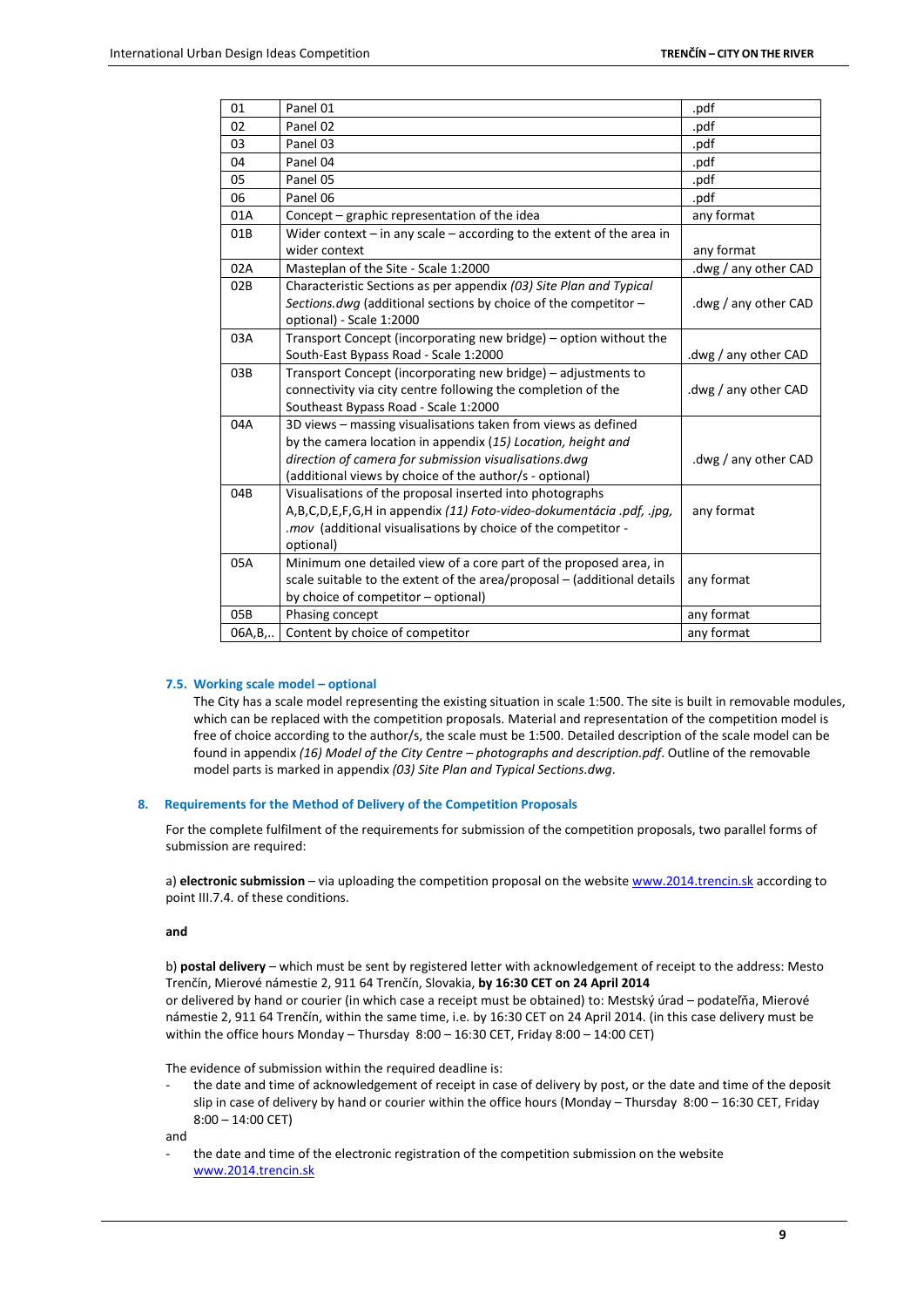| | | |
|---|---|---|
| 01 | Panel 01 | .pdf |
| 02 | Panel 02 | .pdf |
| 03 | Panel 03 | .pdf |
| 04 | Panel 04 | .pdf |
| 05 | Panel 05 | .pdf |
| 06 | Panel 06 | .pdf |
| 01A | Concept – graphic representation of the idea | any format |
| 01B | Wider context – in any scale – according to the extent of the area in wider context | any format |
| 02A | Masteplan of the Site - Scale 1:2000 | .dwg / any other CAD |
| 02B | Characteristic Sections as per appendix *(03) Site Plan and Typical Sections.dwg* (additional sections by choice of the competitor – optional) - Scale 1:2000 | .dwg / any other CAD |
| 03A | Transport Concept (incorporating new bridge) – option without the South-East Bypass Road - Scale 1:2000 | .dwg / any other CAD |
| 03B | Transport Concept (incorporating new bridge) – adjustments to connectivity via city centre following the completion of the Southeast Bypass Road - Scale 1:2000 | .dwg / any other CAD |
| 04A | 3D views – massing visualisations taken from views as defined by the camera location in appendix *(15) Location, height and direction of camera for submission visualisations.dwg* (additional views by choice of the author/s - optional) | .dwg / any other CAD |
| 04B | Visualisations of the proposal inserted into photographs A,B,C,D,E,F,G,H in appendix *(11) Foto-video-dokumentácia .pdf, .jpg, .mov* (additional visualisations by choice of the competitor - optional) | any format |
| 05A | Minimum one detailed view of a core part of the proposed area, in scale suitable to the extent of the area/proposal – (additional details by choice of competitor – optional) | any format |
| 05B | Phasing concept | any format |
| 06A,B,.. | Content by choice of competitor | any format |

### 7.5. Working scale model – optional

The City has a scale model representing the existing situation in scale 1:500. The site is built in removable modules, which can be replaced with the competition proposals. Material and representation of the competition model is free of choice according to the author/s, the scale must be 1:500. Detailed description of the scale model can be found in appendix *(16) Model of the City Centre – photographs and description.pdf*. Outline of the removable model parts is marked in appendix *(03) Site Plan and Typical Sections.dwg*.

## 8. Requirements for the Method of Delivery of the Competition Proposals

For the complete fulfilment of the requirements for submission of the competition proposals, two parallel forms of submission are required:

a) **electronic submission** – via uploading the competition proposal on the website www.2014.trencin.sk according to point III.7.4. of these conditions.

**and**

b) **postal delivery** – which must be sent by registered letter with acknowledgement of receipt to the address: Mesto Trenčín, Mierové námestie 2, 911 64 Trenčín, Slovakia, **by 16:30 CET on 24 April 2014**
or delivered by hand or courier (in which case a receipt must be obtained) to: Mestský úrad – podateľňa, Mierové námestie 2, 911 64 Trenčín, within the same time, i.e. by 16:30 CET on 24 April 2014. (in this case delivery must be within the office hours Monday – Thursday 8:00 – 16:30 CET, Friday 8:00 – 14:00 CET)

The evidence of submission within the required deadline is:

- the date and time of acknowledgement of receipt in case of delivery by post, or the date and time of the deposit slip in case of delivery by hand or courier within the office hours (Monday – Thursday 8:00 – 16:30 CET, Friday 8:00 – 14:00 CET)

and

- the date and time of the electronic registration of the competition submission on the website www.2014.trencin.sk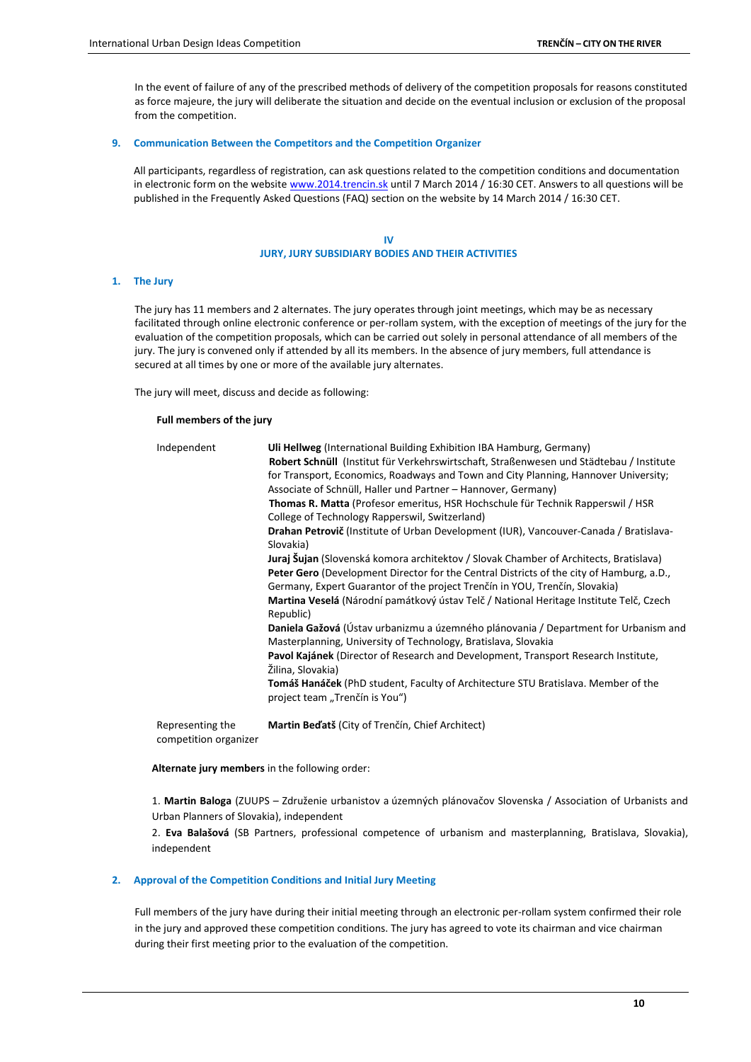In the event of failure of any of the prescribed methods of delivery of the competition proposals for reasons constituted as force majeure, the jury will deliberate the situation and decide on the eventual inclusion or exclusion of the proposal from the competition.

### 9. Communication Between the Competitors and the Competition Organizer

All participants, regardless of registration, can ask questions related to the competition conditions and documentation in electronic form on the website www.2014.trencin.sk until 7 March 2014 / 16:30 CET. Answers to all questions will be published in the Frequently Asked Questions (FAQ) section on the website by 14 March 2014 / 16:30 CET.

## IV
## JURY, JURY SUBSIDIARY BODIES AND THEIR ACTIVITIES

### 1. The Jury

The jury has 11 members and 2 alternates. The jury operates through joint meetings, which may be as necessary facilitated through online electronic conference or per-rollam system, with the exception of meetings of the jury for the evaluation of the competition proposals, which can be carried out solely in personal attendance of all members of the jury. The jury is convened only if attended by all its members. In the absence of jury members, full attendance is secured at all times by one or more of the available jury alternates.

The jury will meet, discuss and decide as following:

**Full members of the jury**

| | |
|---|---|
| Independent | **Uli Hellweg** (International Building Exhibition IBA Hamburg, Germany)<br>**Robert Schnüll** (Institut für Verkehrswirtschaft, Straßenwesen und Städtebau / Institute for Transport, Economics, Roadways and Town and City Planning, Hannover University; Associate of Schnüll, Haller und Partner – Hannover, Germany)<br>**Thomas R. Matta** (Profesor emeritus, HSR Hochschule für Technik Rapperswil / HSR College of Technology Rapperswil, Switzerland)<br>**Drahan Petrovič** (Institute of Urban Development (IUR), Vancouver-Canada / Bratislava-Slovakia)<br>**Juraj Šujan** (Slovenská komora architektov / Slovak Chamber of Architects, Bratislava)<br>**Peter Gero** (Development Director for the Central Districts of the city of Hamburg, a.D., Germany, Expert Guarantor of the project Trenčín in YOU, Trenčín, Slovakia)<br>**Martina Veselá** (Národní památkový ústav Telč / National Heritage Institute Telč, Czech Republic)<br>**Daniela Gažová** (Ústav urbanizmu a územného plánovania / Department for Urbanism and Masterplanning, University of Technology, Bratislava, Slovakia<br>**Pavol Kajánek** (Director of Research and Development, Transport Research Institute, Žilina, Slovakia)<br>**Tomáš Hanáček** (PhD student, Faculty of Architecture STU Bratislava. Member of the project team „Trenčín is You") |
| Representing the competition organizer | **Martin Beďatš** (City of Trenčín, Chief Architect) |

**Alternate jury members** in the following order:

1. **Martin Baloga** (ZUUPS – Združenie urbanistov a územných plánovačov Slovenska / Association of Urbanists and Urban Planners of Slovakia), independent
2. **Eva Balašová** (SB Partners, professional competence of urbanism and masterplanning, Bratislava, Slovakia), independent

### 2. Approval of the Competition Conditions and Initial Jury Meeting

Full members of the jury have during their initial meeting through an electronic per-rollam system confirmed their role in the jury and approved these competition conditions. The jury has agreed to vote its chairman and vice chairman during their first meeting prior to the evaluation of the competition.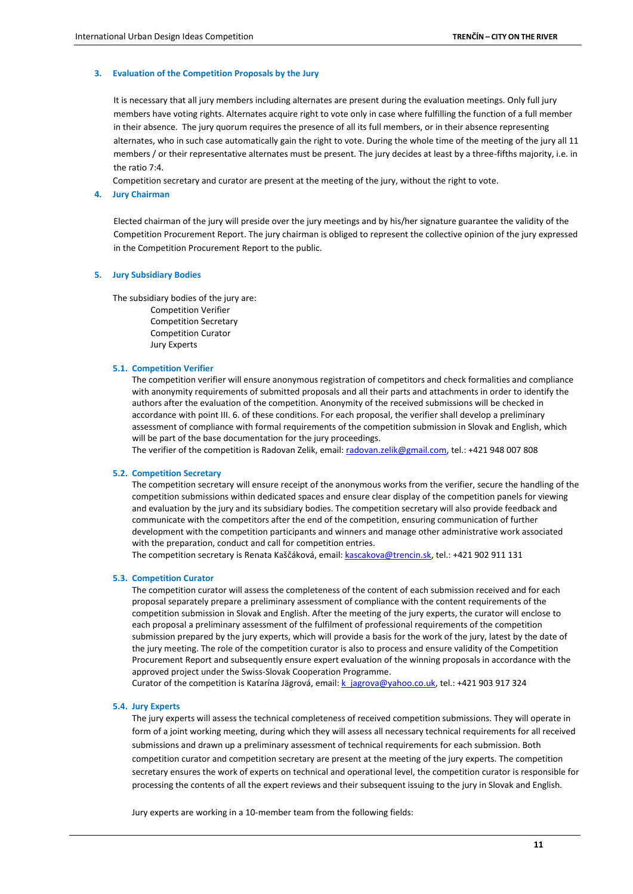### 3. Evaluation of the Competition Proposals by the Jury

It is necessary that all jury members including alternates are present during the evaluation meetings. Only full jury members have voting rights. Alternates acquire right to vote only in case where fulfilling the function of a full member in their absence. The jury quorum requires the presence of all its full members, or in their absence representing alternates, who in such case automatically gain the right to vote. During the whole time of the meeting of the jury all 11 members / or their representative alternates must be present. The jury decides at least by a three-fifths majority, i.e. in the ratio 7:4.

Competition secretary and curator are present at the meeting of the jury, without the right to vote.

### 4. Jury Chairman

Elected chairman of the jury will preside over the jury meetings and by his/her signature guarantee the validity of the Competition Procurement Report. The jury chairman is obliged to represent the collective opinion of the jury expressed in the Competition Procurement Report to the public.

### 5. Jury Subsidiary Bodies

The subsidiary bodies of the jury are:

- Competition Verifier
- Competition Secretary
- Competition Curator
- Jury Experts

#### 5.1. Competition Verifier

The competition verifier will ensure anonymous registration of competitors and check formalities and compliance with anonymity requirements of submitted proposals and all their parts and attachments in order to identify the authors after the evaluation of the competition. Anonymity of the received submissions will be checked in accordance with point III. 6. of these conditions. For each proposal, the verifier shall develop a preliminary assessment of compliance with formal requirements of the competition submission in Slovak and English, which will be part of the base documentation for the jury proceedings.

The verifier of the competition is Radovan Zelik, email: radovan.zelik@gmail.com, tel.: +421 948 007 808

#### 5.2. Competition Secretary

The competition secretary will ensure receipt of the anonymous works from the verifier, secure the handling of the competition submissions within dedicated spaces and ensure clear display of the competition panels for viewing and evaluation by the jury and its subsidiary bodies. The competition secretary will also provide feedback and communicate with the competitors after the end of the competition, ensuring communication of further development with the competition participants and winners and manage other administrative work associated with the preparation, conduct and call for competition entries.

The competition secretary is Renata Kaščáková, email: kascakova@trencin.sk, tel.: +421 902 911 131

#### 5.3. Competition Curator

The competition curator will assess the completeness of the content of each submission received and for each proposal separately prepare a preliminary assessment of compliance with the content requirements of the competition submission in Slovak and English. After the meeting of the jury experts, the curator will enclose to each proposal a preliminary assessment of the fulfilment of professional requirements of the competition submission prepared by the jury experts, which will provide a basis for the work of the jury, latest by the date of the jury meeting. The role of the competition curator is also to process and ensure validity of the Competition Procurement Report and subsequently ensure expert evaluation of the winning proposals in accordance with the approved project under the Swiss-Slovak Cooperation Programme.

Curator of the competition is Katarína Jägrová, email: k_jagrova@yahoo.co.uk, tel.: +421 903 917 324

#### 5.4. Jury Experts

The jury experts will assess the technical completeness of received competition submissions. They will operate in form of a joint working meeting, during which they will assess all necessary technical requirements for all received submissions and drawn up a preliminary assessment of technical requirements for each submission. Both competition curator and competition secretary are present at the meeting of the jury experts. The competition secretary ensures the work of experts on technical and operational level, the competition curator is responsible for processing the contents of all the expert reviews and their subsequent issuing to the jury in Slovak and English.

Jury experts are working in a 10-member team from the following fields: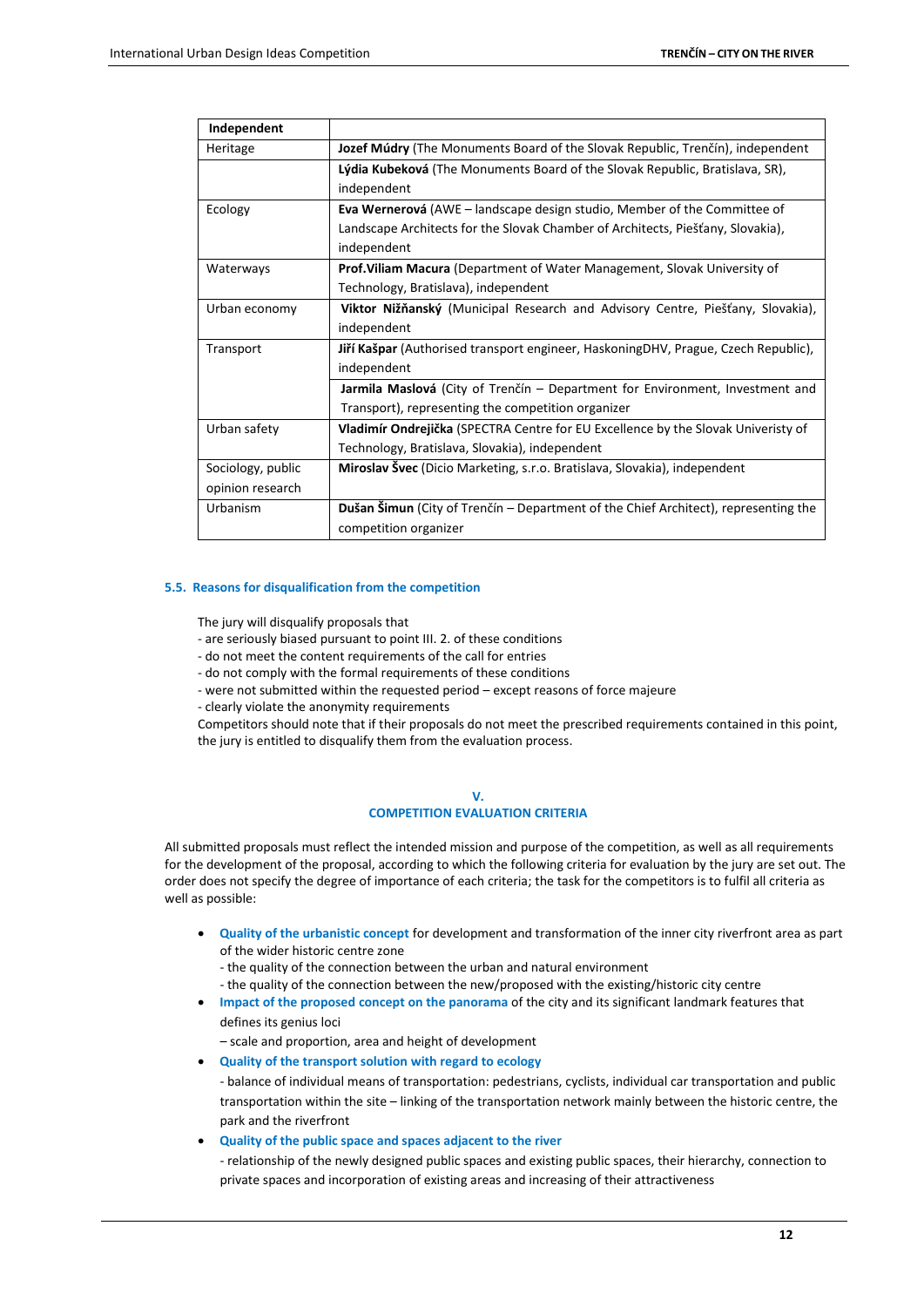| Independent | |
|---|---|
| Heritage | **Jozef Múdry** (The Monuments Board of the Slovak Republic, Trenčín), independent |
| | **Lýdia Kubeková** (The Monuments Board of the Slovak Republic, Bratislava, SR), independent |
| Ecology | **Eva Wernerová** (AWE – landscape design studio, Member of the Committee of Landscape Architects for the Slovak Chamber of Architects, Piešťany, Slovakia), independent |
| Waterways | **Prof.Viliam Macura** (Department of Water Management, Slovak University of Technology, Bratislava), independent |
| Urban economy | **Viktor Nižňanský** (Municipal Research and Advisory Centre, Piešťany, Slovakia), independent |
| Transport | **Jiří Kašpar** (Authorised transport engineer, HaskoningDHV, Prague, Czech Republic), independent |
| | **Jarmila Maslová** (City of Trenčín – Department for Environment, Investment and Transport), representing the competition organizer |
| Urban safety | **Vladimír Ondrejička** (SPECTRA Centre for EU Excellence by the Slovak Univeristy of Technology, Bratislava, Slovakia), independent |
| Sociology, public opinion research | **Miroslav Švec** (Dicio Marketing, s.r.o. Bratislava, Slovakia), independent |
| Urbanism | **Dušan Šimun** (City of Trenčín – Department of the Chief Architect), representing the competition organizer |

### 5.5. Reasons for disqualification from the competition

The jury will disqualify proposals that
- are seriously biased pursuant to point III. 2. of these conditions
- do not meet the content requirements of the call for entries
- do not comply with the formal requirements of these conditions
- were not submitted within the requested period – except reasons of force majeure
- clearly violate the anonymity requirements

Competitors should note that if their proposals do not meet the prescribed requirements contained in this point, the jury is entitled to disqualify them from the evaluation process.

## V.
## COMPETITION EVALUATION CRITERIA

All submitted proposals must reflect the intended mission and purpose of the competition, as well as all requirements for the development of the proposal, according to which the following criteria for evaluation by the jury are set out. The order does not specify the degree of importance of each criteria; the task for the competitors is to fulfil all criteria as well as possible:

- **Quality of the urbanistic concept** for development and transformation of the inner city riverfront area as part of the wider historic centre zone
  - the quality of the connection between the urban and natural environment
  - the quality of the connection between the new/proposed with the existing/historic city centre
- **Impact of the proposed concept on the panorama** of the city and its significant landmark features that defines its genius loci
  – scale and proportion, area and height of development
- **Quality of the transport solution with regard to ecology**
  - balance of individual means of transportation: pedestrians, cyclists, individual car transportation and public transportation within the site – linking of the transportation network mainly between the historic centre, the park and the riverfront
- **Quality of the public space and spaces adjacent to the river**
  - relationship of the newly designed public spaces and existing public spaces, their hierarchy, connection to private spaces and incorporation of existing areas and increasing of their attractiveness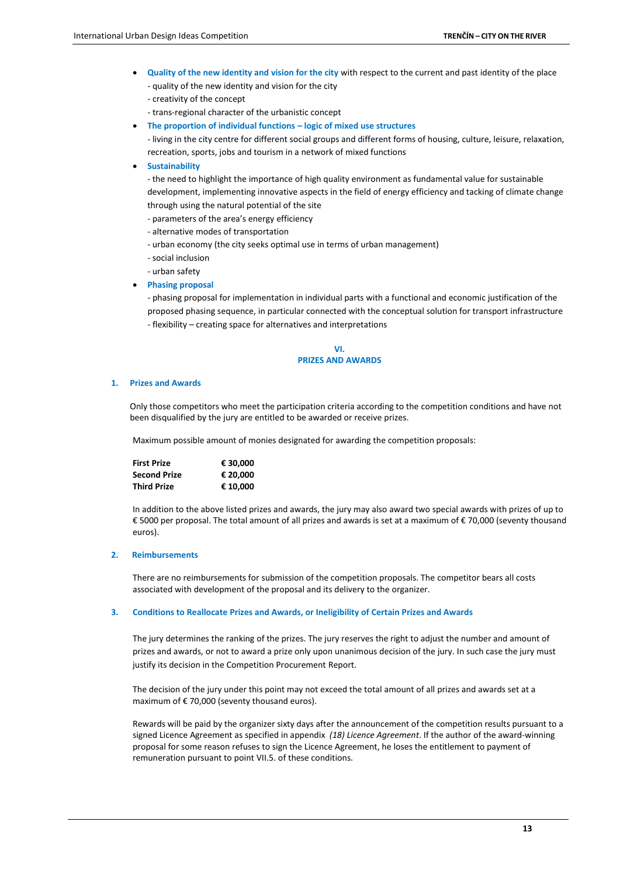- **Quality of the new identity and vision for the city** with respect to the current and past identity of the place
  - quality of the new identity and vision for the city
  - creativity of the concept
  - trans-regional character of the urbanistic concept
- **The proportion of individual functions – logic of mixed use structures**
  - living in the city centre for different social groups and different forms of housing, culture, leisure, relaxation, recreation, sports, jobs and tourism in a network of mixed functions
- **Sustainability**
  - the need to highlight the importance of high quality environment as fundamental value for sustainable development, implementing innovative aspects in the field of energy efficiency and tacking of climate change through using the natural potential of the site
  - parameters of the area's energy efficiency
  - alternative modes of transportation
  - urban economy (the city seeks optimal use in terms of urban management)
  - social inclusion
  - urban safety
- **Phasing proposal**
  - phasing proposal for implementation in individual parts with a functional and economic justification of the proposed phasing sequence, in particular connected with the conceptual solution for transport infrastructure
  - flexibility – creating space for alternatives and interpretations

## VI.
## PRIZES AND AWARDS

### 1. Prizes and Awards

Only those competitors who meet the participation criteria according to the competition conditions and have not been disqualified by the jury are entitled to be awarded or receive prizes.

Maximum possible amount of monies designated for awarding the competition proposals:

| | |
|---|---|
| **First Prize** | **€ 30,000** |
| **Second Prize** | **€ 20,000** |
| **Third Prize** | **€ 10,000** |

In addition to the above listed prizes and awards, the jury may also award two special awards with prizes of up to € 5000 per proposal. The total amount of all prizes and awards is set at a maximum of € 70,000 (seventy thousand euros).

### 2. Reimbursements

There are no reimbursements for submission of the competition proposals. The competitor bears all costs associated with development of the proposal and its delivery to the organizer.

### 3. Conditions to Reallocate Prizes and Awards, or Ineligibility of Certain Prizes and Awards

The jury determines the ranking of the prizes. The jury reserves the right to adjust the number and amount of prizes and awards, or not to award a prize only upon unanimous decision of the jury. In such case the jury must justify its decision in the Competition Procurement Report.

The decision of the jury under this point may not exceed the total amount of all prizes and awards set at a maximum of € 70,000 (seventy thousand euros).

Rewards will be paid by the organizer sixty days after the announcement of the competition results pursuant to a signed Licence Agreement as specified in appendix *(18) Licence Agreement*. If the author of the award-winning proposal for some reason refuses to sign the Licence Agreement, he loses the entitlement to payment of remuneration pursuant to point VII.5. of these conditions.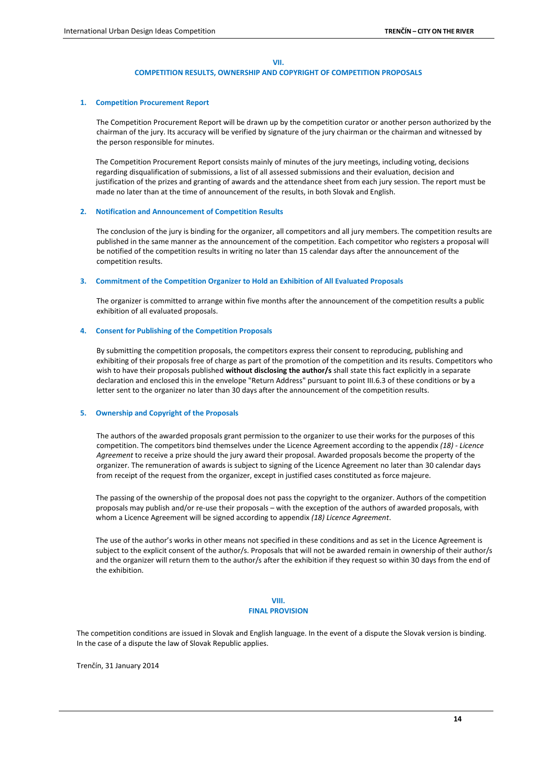## VII.
## COMPETITION RESULTS, OWNERSHIP AND COPYRIGHT OF COMPETITION PROPOSALS

### 1. Competition Procurement Report

The Competition Procurement Report will be drawn up by the competition curator or another person authorized by the chairman of the jury. Its accuracy will be verified by signature of the jury chairman or the chairman and witnessed by the person responsible for minutes.

The Competition Procurement Report consists mainly of minutes of the jury meetings, including voting, decisions regarding disqualification of submissions, a list of all assessed submissions and their evaluation, decision and justification of the prizes and granting of awards and the attendance sheet from each jury session. The report must be made no later than at the time of announcement of the results, in both Slovak and English.

### 2. Notification and Announcement of Competition Results

The conclusion of the jury is binding for the organizer, all competitors and all jury members. The competition results are published in the same manner as the announcement of the competition. Each competitor who registers a proposal will be notified of the competition results in writing no later than 15 calendar days after the announcement of the competition results.

### 3. Commitment of the Competition Organizer to Hold an Exhibition of All Evaluated Proposals

The organizer is committed to arrange within five months after the announcement of the competition results a public exhibition of all evaluated proposals.

### 4. Consent for Publishing of the Competition Proposals

By submitting the competition proposals, the competitors express their consent to reproducing, publishing and exhibiting of their proposals free of charge as part of the promotion of the competition and its results. Competitors who wish to have their proposals published **without disclosing the author/s** shall state this fact explicitly in a separate declaration and enclosed this in the envelope "Return Address" pursuant to point III.6.3 of these conditions or by a letter sent to the organizer no later than 30 days after the announcement of the competition results.

### 5. Ownership and Copyright of the Proposals

The authors of the awarded proposals grant permission to the organizer to use their works for the purposes of this competition. The competitors bind themselves under the Licence Agreement according to the appendix *(18) - Licence Agreement* to receive a prize should the jury award their proposal. Awarded proposals become the property of the organizer. The remuneration of awards is subject to signing of the Licence Agreement no later than 30 calendar days from receipt of the request from the organizer, except in justified cases constituted as force majeure.

The passing of the ownership of the proposal does not pass the copyright to the organizer. Authors of the competition proposals may publish and/or re-use their proposals – with the exception of the authors of awarded proposals, with whom a Licence Agreement will be signed according to appendix *(18) Licence Agreement*.

The use of the author's works in other means not specified in these conditions and as set in the Licence Agreement is subject to the explicit consent of the author/s. Proposals that will not be awarded remain in ownership of their author/s and the organizer will return them to the author/s after the exhibition if they request so within 30 days from the end of the exhibition.

## VIII.
## FINAL PROVISION

The competition conditions are issued in Slovak and English language. In the event of a dispute the Slovak version is binding. In the case of a dispute the law of Slovak Republic applies.

Trenčín, 31 January 2014